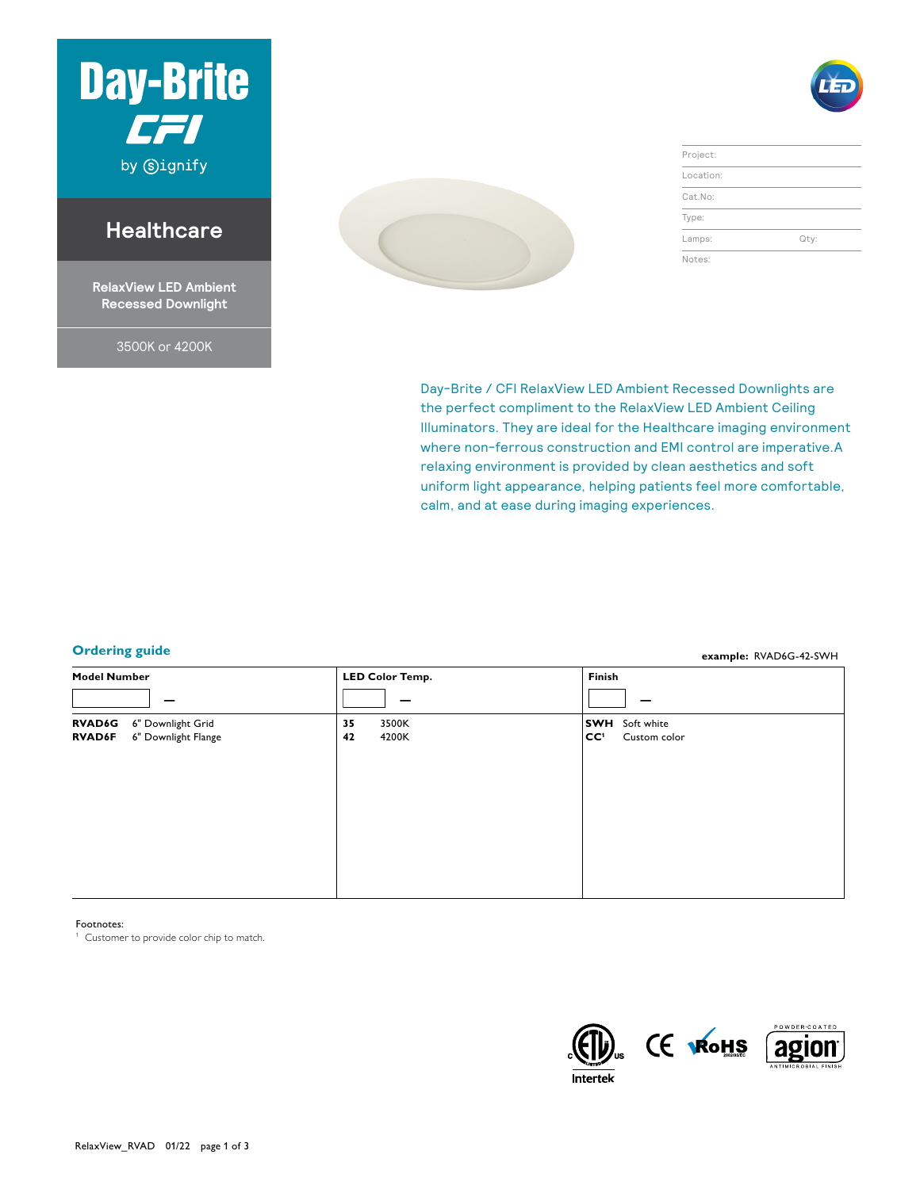# Day-Brite CFI

by Signify

## Healthcare

### RelaxView LED Ambient Recessed Downlight

3500K or 4200K

| Project: | |
|---|---|
| Location: | |
| Cat.No: | |
| Type: | |
| Lamps: | Qty: |
| Notes: | |

Day-Brite / CFI RelaxView LED Ambient Recessed Downlights are the perfect compliment to the RelaxView LED Ambient Ceiling Illuminators. They are ideal for the Healthcare imaging environment where non-ferrous construction and EMI control are imperative.A relaxing environment is provided by clean aesthetics and soft uniform light appearance, helping patients feel more comfortable, calm, and at ease during imaging experiences.

## Ordering guide

**example:** RVAD6G-42-SWH

| Model Number | | LED Color Temp. | | Finish | |
|---|---|---|---|---|---|
| **RVAD6G** | 6" Downlight Grid | **35** | 3500K | **SWH** | Soft white |
| **RVAD6F** | 6" Downlight Flange | **42** | 4200K | **CC**[1] | Custom color |

Footnotes:

[1] Customer to provide color chip to match.

Intertek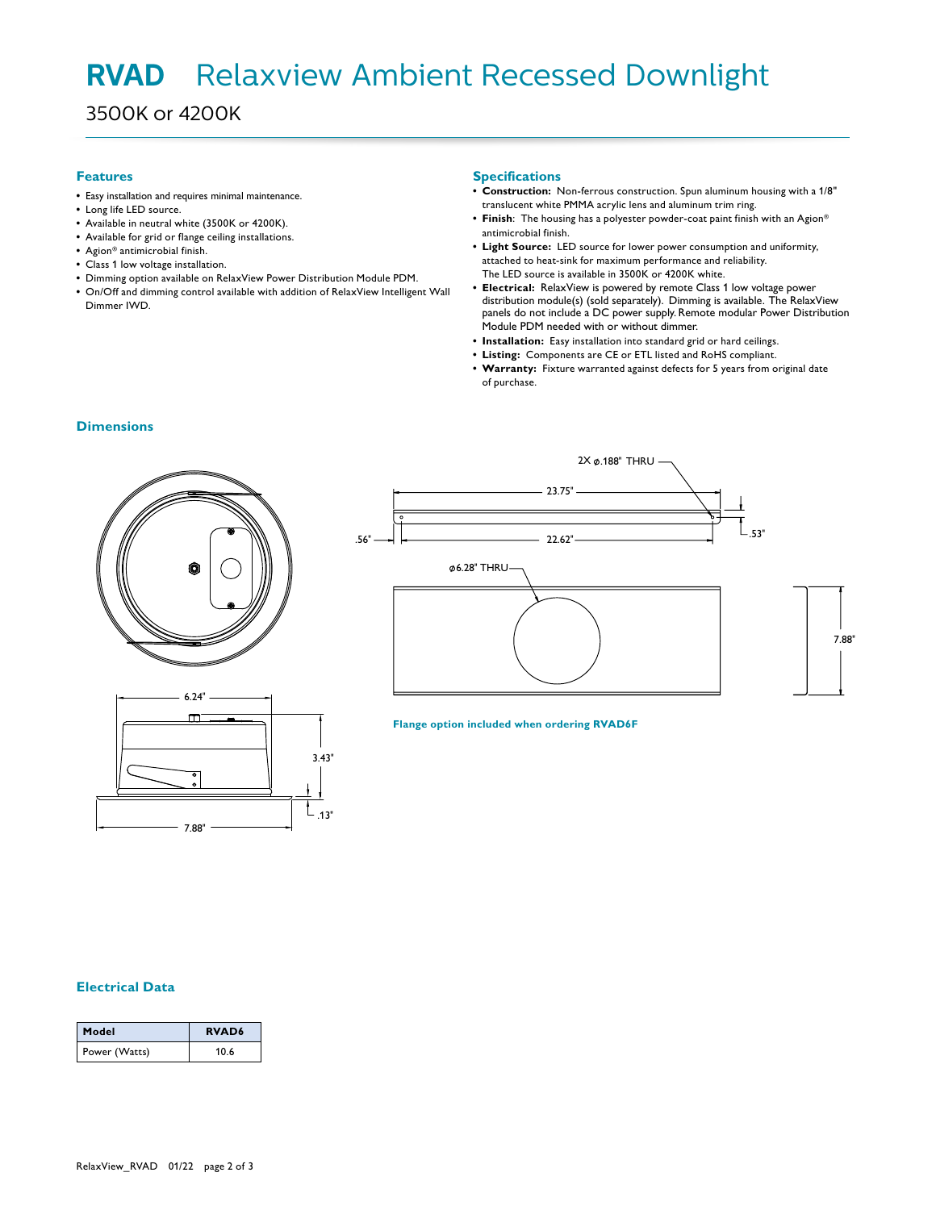# RVAD Relaxview Ambient Recessed Downlight

3500K or 4200K

## Features

- Easy installation and requires minimal maintenance.
- Long life LED source.
- Available in neutral white (3500K or 4200K).
- Available for grid or flange ceiling installations.
- Agion® antimicrobial finish.
- Class 1 low voltage installation.
- Dimming option available on RelaxView Power Distribution Module PDM.
- On/Off and dimming control available with addition of RelaxView Intelligent Wall Dimmer IWD.

## Specifications

- **Construction:** Non-ferrous construction. Spun aluminum housing with a 1/8" translucent white PMMA acrylic lens and aluminum trim ring.
- **Finish**: The housing has a polyester powder-coat paint finish with an Agion® antimicrobial finish.
- **Light Source:** LED source for lower power consumption and uniformity, attached to heat-sink for maximum performance and reliability. The LED source is available in 3500K or 4200K white.
- **Electrical:** RelaxView is powered by remote Class 1 low voltage power distribution module(s) (sold separately). Dimming is available. The RelaxView panels do not include a DC power supply. Remote modular Power Distribution Module PDM needed with or without dimmer.
- **Installation:** Easy installation into standard grid or hard ceilings.
- **Listing:** Components are CE or ETL listed and RoHS compliant.
- **Warranty:** Fixture warranted against defects for 5 years from original date of purchase.

## Dimensions

2X ⌀.188" THRU

23.75"

.56"

22.62"

.53"

⌀6.28" THRU

7.88"

6.24"

3.43"

.13"

7.88"

Flange option included when ordering RVAD6F

## Electrical Data

| Model | RVAD6 |
|---|---|
| Power (Watts) | 10.6 |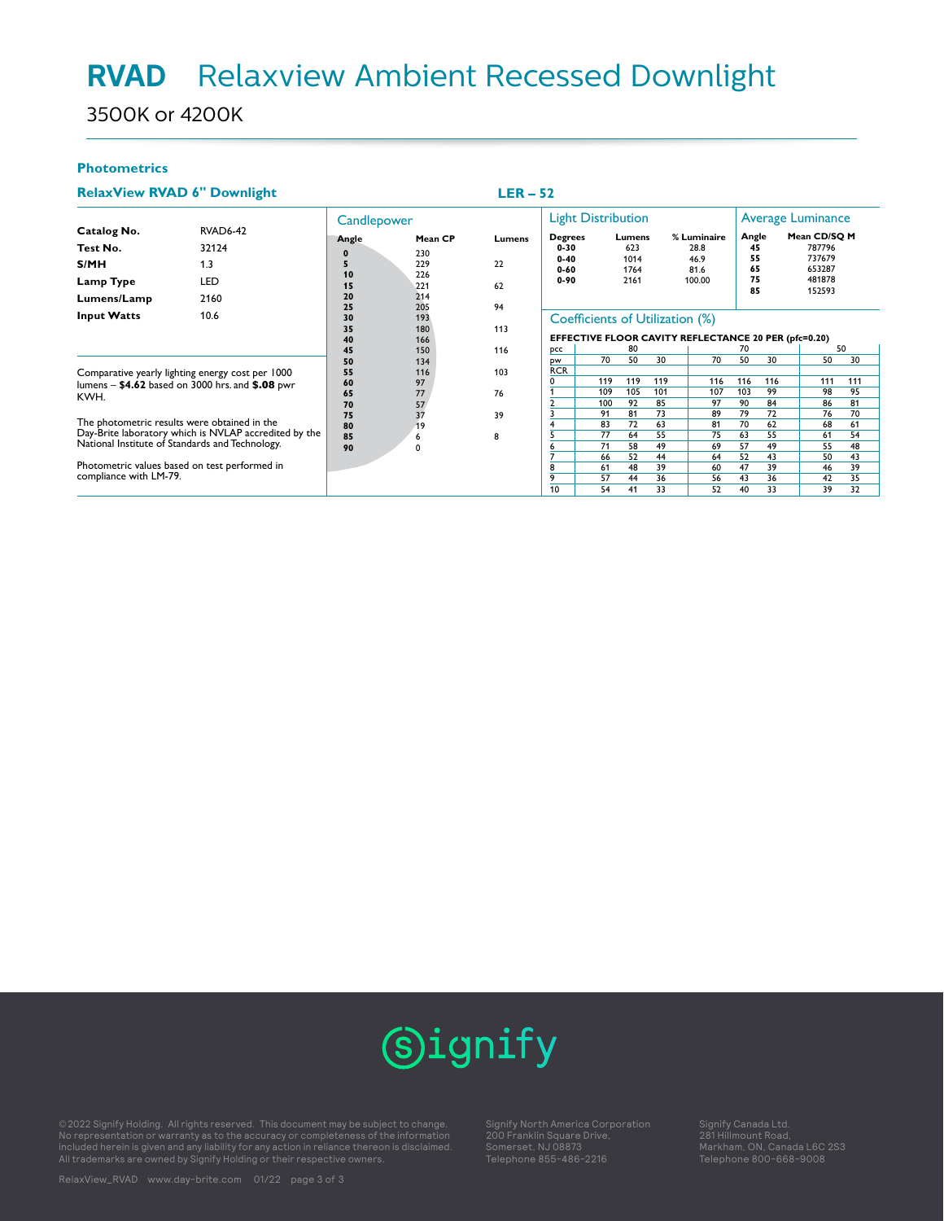# RVAD Relaxview Ambient Recessed Downlight

3500K or 4200K

## Photometrics

### RelaxView RVAD 6" Downlight

**LER – 52**

| | |
|---|---|
| **Catalog No.** | RVAD6-42 |
| **Test No.** | 32124 |
| **S/MH** | 1.3 |
| **Lamp Type** | LED |
| **Lumens/Lamp** | 2160 |
| **Input Watts** | 10.6 |

Comparative yearly lighting energy cost per 1000 lumens – **$4.62** based on 3000 hrs. and **$.08** pwr KWH.

The photometric results were obtained in the Day-Brite laboratory which is NVLAP accredited by the National Institute of Standards and Technology.

Photometric values based on test performed in compliance with LM-79.

#### Candlepower

| Angle | Mean CP | Lumens |
|---|---|---|
| 0 | 230 | |
| 5 | 229 | 22 |
| 10 | 226 | |
| 15 | 221 | 62 |
| 20 | 214 | |
| 25 | 205 | 94 |
| 30 | 193 | |
| 35 | 180 | 113 |
| 40 | 166 | |
| 45 | 150 | 116 |
| 50 | 134 | |
| 55 | 116 | 103 |
| 60 | 97 | |
| 65 | 77 | 76 |
| 70 | 57 | |
| 75 | 37 | 39 |
| 80 | 19 | |
| 85 | 6 | 8 |
| 90 | 0 | |

#### Light Distribution

| Degrees | Lumens | % Luminaire |
|---|---|---|
| 0-30 | 623 | 28.8 |
| 0-40 | 1014 | 46.9 |
| 0-60 | 1764 | 81.6 |
| 0-90 | 2161 | 100.00 |

#### Average Luminance

| Angle | Mean CD/SQ M |
|---|---|
| 45 | 787796 |
| 55 | 737679 |
| 65 | 653287 |
| 75 | 481878 |
| 85 | 152593 |

#### Coefficients of Utilization (%)

**EFFECTIVE FLOOR CAVITY REFLECTANCE 20 PER (pfc=0.20)**

| pcc | 80 | | | 70 | | | 50 | |
|---|---|---|---|---|---|---|---|---|
| pw | 70 | 50 | 30 | 70 | 50 | 30 | 50 | 30 |
| RCR | | | | | | | | |
| 0 | 119 | 119 | 119 | 116 | 116 | 116 | 111 | 111 |
| 1 | 109 | 105 | 101 | 107 | 103 | 99 | 98 | 95 |
| 2 | 100 | 92 | 85 | 97 | 90 | 84 | 86 | 81 |
| 3 | 91 | 81 | 73 | 89 | 79 | 72 | 76 | 70 |
| 4 | 83 | 72 | 63 | 81 | 70 | 62 | 68 | 61 |
| 5 | 77 | 64 | 55 | 75 | 63 | 55 | 61 | 54 |
| 6 | 71 | 58 | 49 | 69 | 57 | 49 | 55 | 48 |
| 7 | 66 | 52 | 44 | 64 | 52 | 43 | 50 | 43 |
| 8 | 61 | 48 | 39 | 60 | 47 | 39 | 46 | 39 |
| 9 | 57 | 44 | 36 | 56 | 43 | 36 | 42 | 35 |
| 10 | 54 | 41 | 33 | 52 | 40 | 33 | 39 | 32 |

signify

© 2022 Signify Holding. All rights reserved. This document may be subject to change. No representation or warranty as to the accuracy or completeness of the information included herein is given and any liability for any action in reliance thereon is disclaimed. All trademarks are owned by Signify Holding or their respective owners.

Signify North America Corporation
200 Franklin Square Drive,
Somerset, NJ 08873
Telephone 855-486-2216

Signify Canada Ltd.
281 Hillmount Road,
Markham, ON, Canada L6C 2S3
Telephone 800-668-9008

RelaxView_RVAD www.day-brite.com 01/22